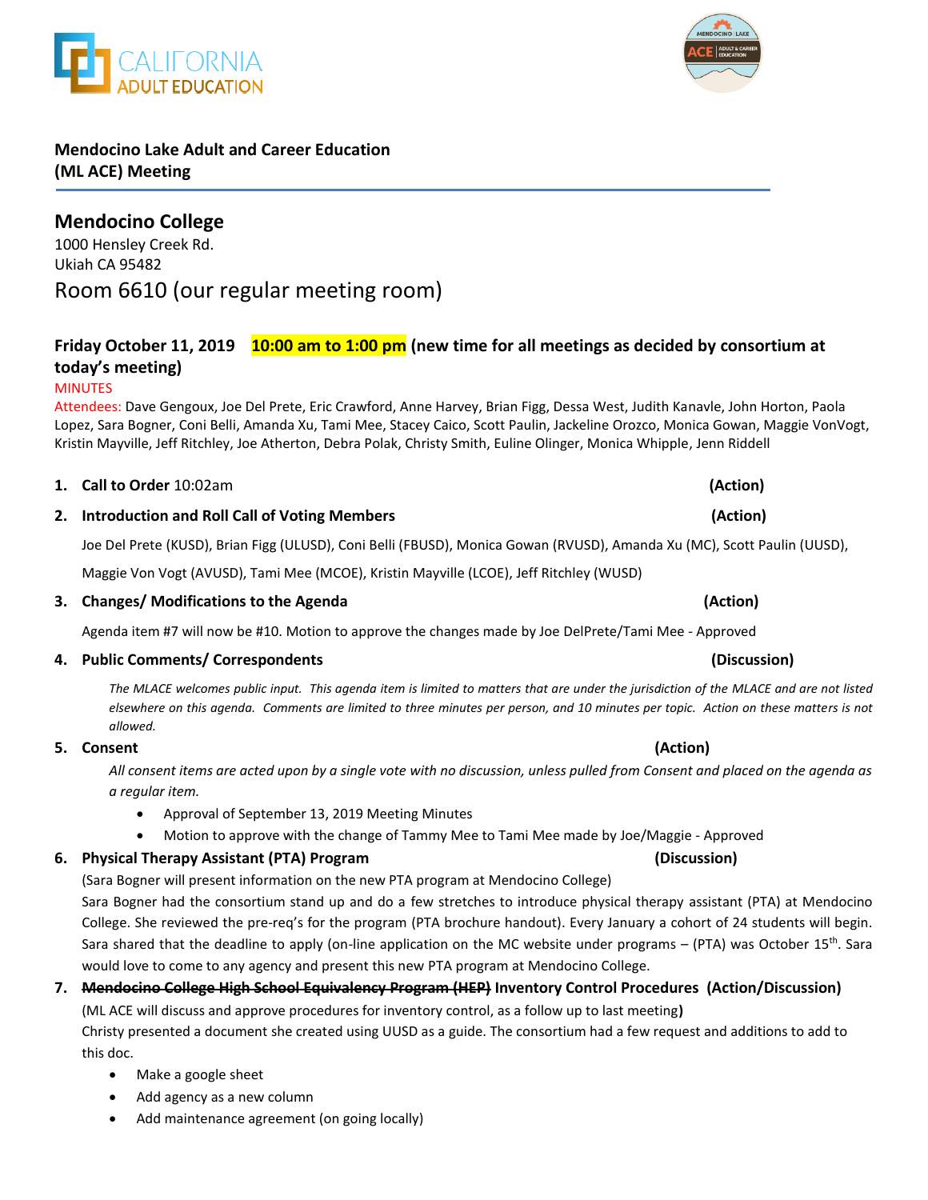**Mendocino Lake Adult and Career Education (ML ACE) Meeting**

## Mendocino College

1000 Hensley Creek Rd.
Ukiah CA 95482

Room 6610 (our regular meeting room)

### Friday October 11, 2019 10:00 am to 1:00 pm (new time for all meetings as decided by consortium at today's meeting)

MINUTES

Attendees: Dave Gengoux, Joe Del Prete, Eric Crawford, Anne Harvey, Brian Figg, Dessa West, Judith Kanavle, John Horton, Paola Lopez, Sara Bogner, Coni Belli, Amanda Xu, Tami Mee, Stacey Caico, Scott Paulin, Jackeline Orozco, Monica Gowan, Maggie VonVogt, Kristin Mayville, Jeff Ritchley, Joe Atherton, Debra Polak, Christy Smith, Euline Olinger, Monica Whipple, Jenn Riddell

1. **Call to Order** 10:02am **(Action)**

2. **Introduction and Roll Call of Voting Members** **(Action)**

   Joe Del Prete (KUSD), Brian Figg (ULUSD), Coni Belli (FBUSD), Monica Gowan (RVUSD), Amanda Xu (MC), Scott Paulin (UUSD), Maggie Von Vogt (AVUSD), Tami Mee (MCOE), Kristin Mayville (LCOE), Jeff Ritchley (WUSD)

3. **Changes/ Modifications to the Agenda** **(Action)**

   Agenda item #7 will now be #10. Motion to approve the changes made by Joe DelPrete/Tami Mee - Approved

4. **Public Comments/ Correspondents** **(Discussion)**

   *The MLACE welcomes public input. This agenda item is limited to matters that are under the jurisdiction of the MLACE and are not listed elsewhere on this agenda. Comments are limited to three minutes per person, and 10 minutes per topic. Action on these matters is not allowed.*

5. **Consent** **(Action)**

   *All consent items are acted upon by a single vote with no discussion, unless pulled from Consent and placed on the agenda as a regular item.*

   - Approval of September 13, 2019 Meeting Minutes
   - Motion to approve with the change of Tammy Mee to Tami Mee made by Joe/Maggie - Approved

6. **Physical Therapy Assistant (PTA) Program** **(Discussion)**

   (Sara Bogner will present information on the new PTA program at Mendocino College)

   Sara Bogner had the consortium stand up and do a few stretches to introduce physical therapy assistant (PTA) at Mendocino College. She reviewed the pre-req's for the program (PTA brochure handout). Every January a cohort of 24 students will begin. Sara shared that the deadline to apply (on-line application on the MC website under programs – (PTA) was October 15th. Sara would love to come to any agency and present this new PTA program at Mendocino College.

7. **~~Mendocino College High School Equivalency Program (HEP)~~ Inventory Control Procedures** **(Action/Discussion)**

   (ML ACE will discuss and approve procedures for inventory control, as a follow up to last meeting**)**

   Christy presented a document she created using UUSD as a guide. The consortium had a few request and additions to add to this doc.

   - Make a google sheet
   - Add agency as a new column
   - Add maintenance agreement (on going locally)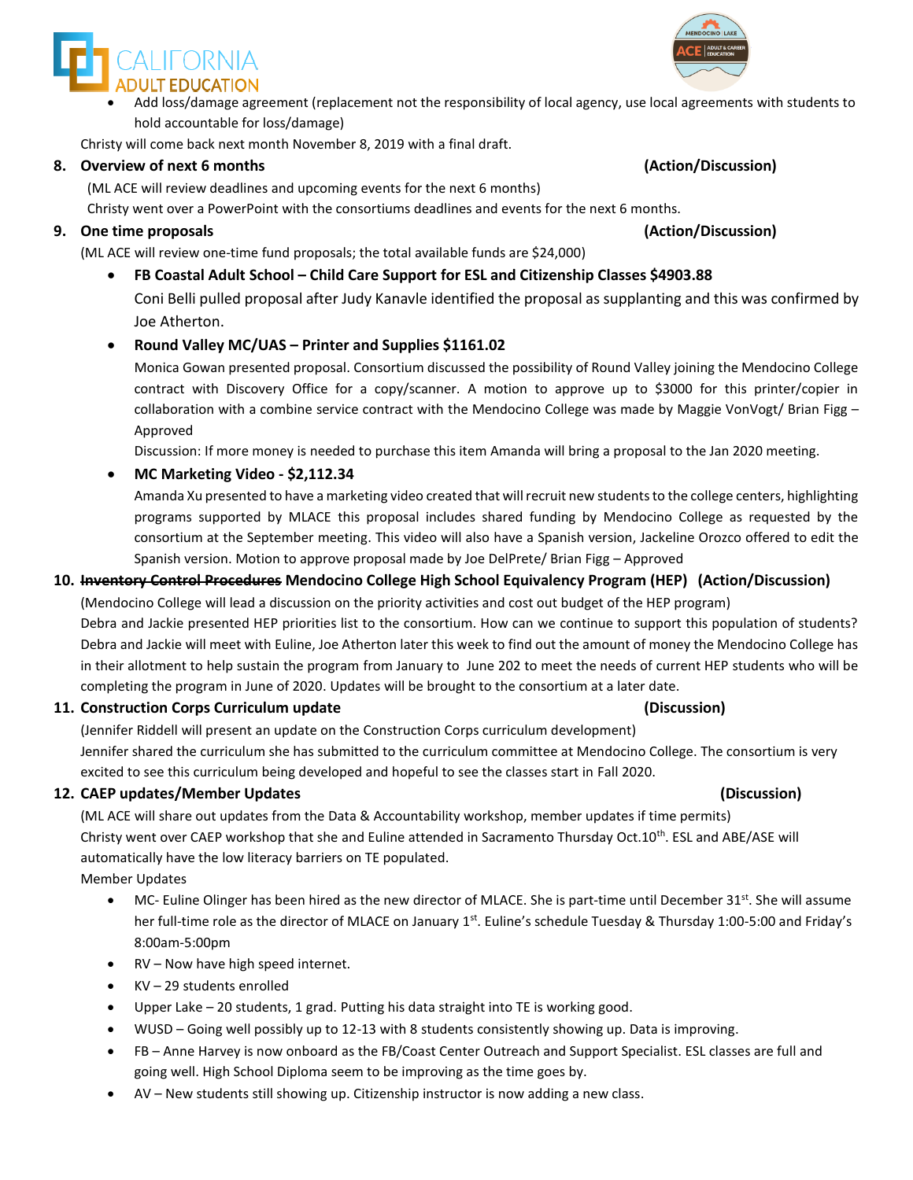- Add loss/damage agreement (replacement not the responsibility of local agency, use local agreements with students to hold accountable for loss/damage)

Christy will come back next month November 8, 2019 with a final draft.

**8. Overview of next 6 months (Action/Discussion)**

(ML ACE will review deadlines and upcoming events for the next 6 months)

Christy went over a PowerPoint with the consortiums deadlines and events for the next 6 months.

**9. One time proposals (Action/Discussion)**

(ML ACE will review one-time fund proposals; the total available funds are $24,000)

- **FB Coastal Adult School – Child Care Support for ESL and Citizenship Classes $4903.88**

  Coni Belli pulled proposal after Judy Kanavle identified the proposal as supplanting and this was confirmed by Joe Atherton.

- **Round Valley MC/UAS – Printer and Supplies $1161.02**

  Monica Gowan presented proposal. Consortium discussed the possibility of Round Valley joining the Mendocino College contract with Discovery Office for a copy/scanner. A motion to approve up to $3000 for this printer/copier in collaboration with a combine service contract with the Mendocino College was made by Maggie VonVogt/ Brian Figg – Approved

  Discussion: If more money is needed to purchase this item Amanda will bring a proposal to the Jan 2020 meeting.

- **MC Marketing Video - $2,112.34**

  Amanda Xu presented to have a marketing video created that will recruit new students to the college centers, highlighting programs supported by MLACE this proposal includes shared funding by Mendocino College as requested by the consortium at the September meeting. This video will also have a Spanish version, Jackeline Orozco offered to edit the Spanish version. Motion to approve proposal made by Joe DelPrete/ Brian Figg – Approved

**10. ~~Inventory Control Procedures~~ Mendocino College High School Equivalency Program (HEP) (Action/Discussion)**

(Mendocino College will lead a discussion on the priority activities and cost out budget of the HEP program)

Debra and Jackie presented HEP priorities list to the consortium. How can we continue to support this population of students? Debra and Jackie will meet with Euline, Joe Atherton later this week to find out the amount of money the Mendocino College has in their allotment to help sustain the program from January to June 202 to meet the needs of current HEP students who will be completing the program in June of 2020. Updates will be brought to the consortium at a later date.

**11. Construction Corps Curriculum update (Discussion)**

(Jennifer Riddell will present an update on the Construction Corps curriculum development)

Jennifer shared the curriculum she has submitted to the curriculum committee at Mendocino College. The consortium is very excited to see this curriculum being developed and hopeful to see the classes start in Fall 2020.

**12. CAEP updates/Member Updates (Discussion)**

(ML ACE will share out updates from the Data & Accountability workshop, member updates if time permits)

Christy went over CAEP workshop that she and Euline attended in Sacramento Thursday Oct.10th. ESL and ABE/ASE will automatically have the low literacy barriers on TE populated.

Member Updates

- MC- Euline Olinger has been hired as the new director of MLACE. She is part-time until December 31st. She will assume her full-time role as the director of MLACE on January 1st. Euline's schedule Tuesday & Thursday 1:00-5:00 and Friday's 8:00am-5:00pm
- RV – Now have high speed internet.
- KV – 29 students enrolled
- Upper Lake – 20 students, 1 grad. Putting his data straight into TE is working good.
- WUSD – Going well possibly up to 12-13 with 8 students consistently showing up. Data is improving.
- FB – Anne Harvey is now onboard as the FB/Coast Center Outreach and Support Specialist. ESL classes are full and going well. High School Diploma seem to be improving as the time goes by.
- AV – New students still showing up. Citizenship instructor is now adding a new class.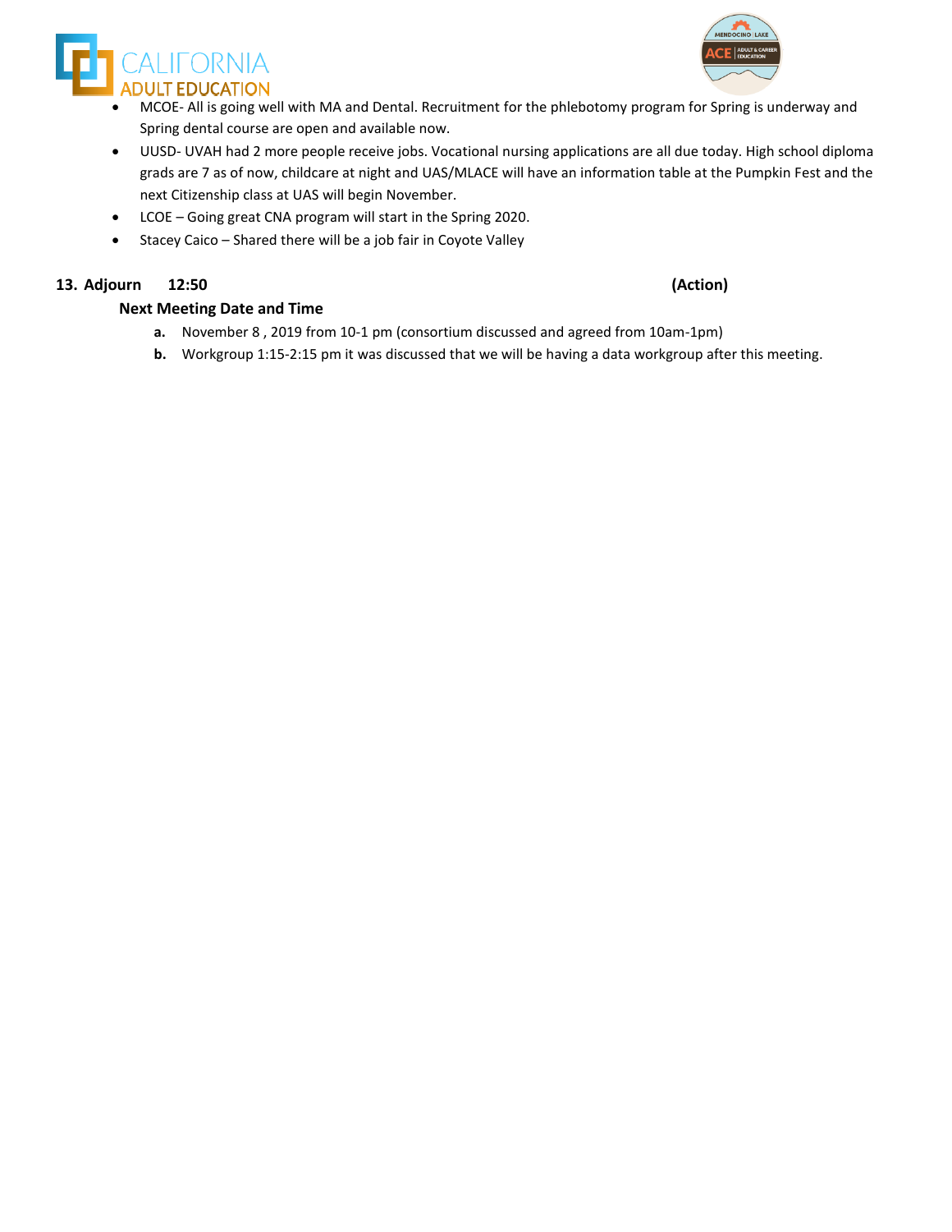- MCOE- All is going well with MA and Dental. Recruitment for the phlebotomy program for Spring is underway and Spring dental course are open and available now.
- UUSD- UVAH had 2 more people receive jobs. Vocational nursing applications are all due today. High school diploma grads are 7 as of now, childcare at night and UAS/MLACE will have an information table at the Pumpkin Fest and the next Citizenship class at UAS will begin November.
- LCOE – Going great CNA program will start in the Spring 2020.
- Stacey Caico – Shared there will be a job fair in Coyote Valley

**13. Adjourn 12:50 (Action)**

**Next Meeting Date and Time**

- **a.** November 8 , 2019 from 10-1 pm (consortium discussed and agreed from 10am-1pm)
- **b.** Workgroup 1:15-2:15 pm it was discussed that we will be having a data workgroup after this meeting.